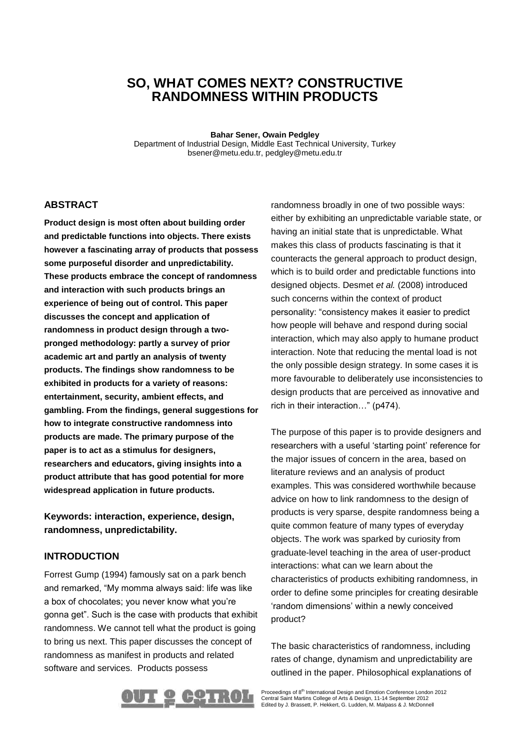# SO, WHAT COMES NEXT? CONSTRUCTIVE RANDOMNESS WITHIN PRODUCTS

**Bahar Sener, Owain Pedgley**
Department of Industrial Design, Middle East Technical University, Turkey
bsener@metu.edu.tr, pedgley@metu.edu.tr

## ABSTRACT

**Product design is most often about building order and predictable functions into objects. There exists however a fascinating array of products that possess some purposeful disorder and unpredictability. These products embrace the concept of randomness and interaction with such products brings an experience of being out of control. This paper discusses the concept and application of randomness in product design through a two-pronged methodology: partly a survey of prior academic art and partly an analysis of twenty products. The findings show randomness to be exhibited in products for a variety of reasons: entertainment, security, ambient effects, and gambling. From the findings, general suggestions for how to integrate constructive randomness into products are made. The primary purpose of the paper is to act as a stimulus for designers, researchers and educators, giving insights into a product attribute that has good potential for more widespread application in future products.**

**Keywords: interaction, experience, design, randomness, unpredictability.**

## INTRODUCTION

Forrest Gump (1994) famously sat on a park bench and remarked, "My momma always said: life was like a box of chocolates; you never know what you're gonna get". Such is the case with products that exhibit randomness. We cannot tell what the product is going to bring us next. This paper discusses the concept of randomness as manifest in products and related software and services. Products possess randomness broadly in one of two possible ways: either by exhibiting an unpredictable variable state, or having an initial state that is unpredictable. What makes this class of products fascinating is that it counteracts the general approach to product design, which is to build order and predictable functions into designed objects. Desmet *et al.* (2008) introduced such concerns within the context of product personality: "consistency makes it easier to predict how people will behave and respond during social interaction, which may also apply to humane product interaction. Note that reducing the mental load is not the only possible design strategy. In some cases it is more favourable to deliberately use inconsistencies to design products that are perceived as innovative and rich in their interaction…" (p474).

The purpose of this paper is to provide designers and researchers with a useful 'starting point' reference for the major issues of concern in the area, based on literature reviews and an analysis of product examples. This was considered worthwhile because advice on how to link randomness to the design of products is very sparse, despite randomness being a quite common feature of many types of everyday objects. The work was sparked by curiosity from graduate-level teaching in the area of user-product interactions: what can we learn about the characteristics of products exhibiting randomness, in order to define some principles for creating desirable 'random dimensions' within a newly conceived product?

The basic characteristics of randomness, including rates of change, dynamism and unpredictability are outlined in the paper. Philosophical explanations of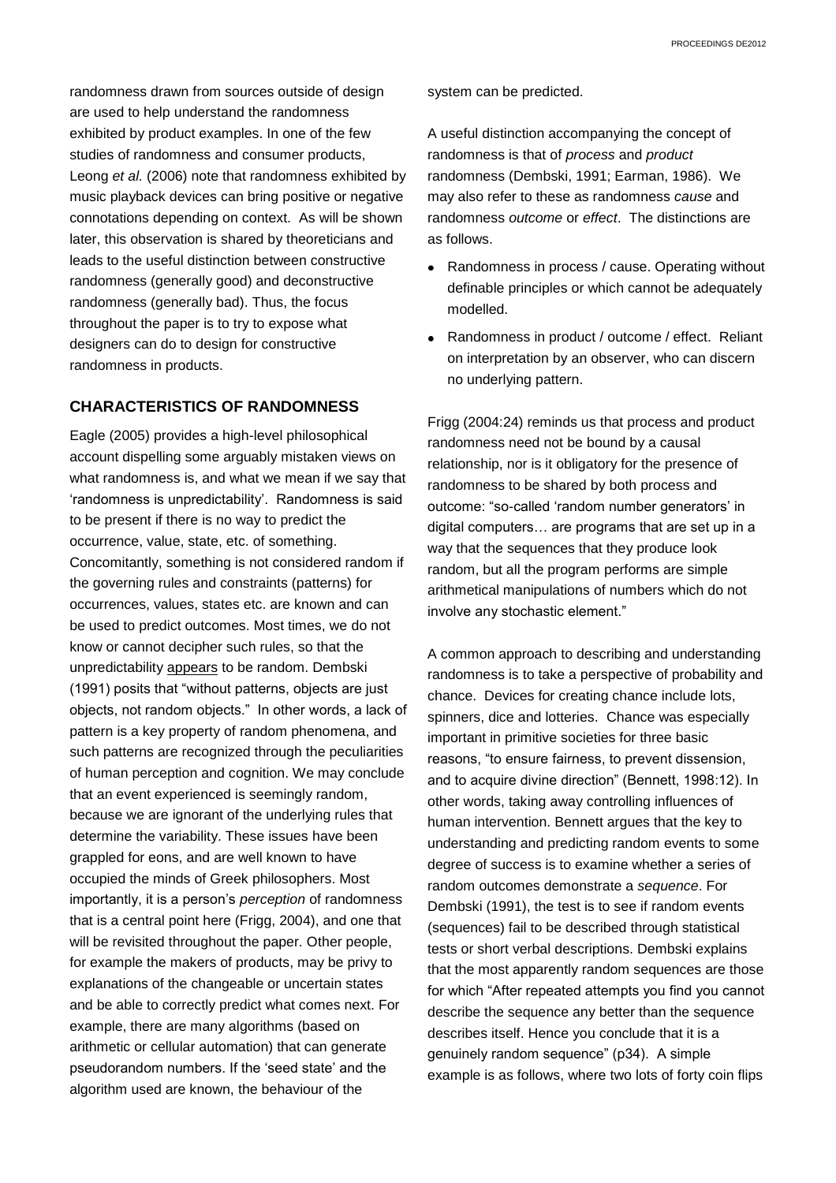randomness drawn from sources outside of design are used to help understand the randomness exhibited by product examples. In one of the few studies of randomness and consumer products, Leong *et al.* (2006) note that randomness exhibited by music playback devices can bring positive or negative connotations depending on context. As will be shown later, this observation is shared by theoreticians and leads to the useful distinction between constructive randomness (generally good) and deconstructive randomness (generally bad). Thus, the focus throughout the paper is to try to expose what designers can do to design for constructive randomness in products.

## CHARACTERISTICS OF RANDOMNESS

Eagle (2005) provides a high-level philosophical account dispelling some arguably mistaken views on what randomness is, and what we mean if we say that 'randomness is unpredictability'. Randomness is said to be present if there is no way to predict the occurrence, value, state, etc. of something. Concomitantly, something is not considered random if the governing rules and constraints (patterns) for occurrences, values, states etc. are known and can be used to predict outcomes. Most times, we do not know or cannot decipher such rules, so that the unpredictability appears to be random. Dembski (1991) posits that "without patterns, objects are just objects, not random objects." In other words, a lack of pattern is a key property of random phenomena, and such patterns are recognized through the peculiarities of human perception and cognition. We may conclude that an event experienced is seemingly random, because we are ignorant of the underlying rules that determine the variability. These issues have been grappled for eons, and are well known to have occupied the minds of Greek philosophers. Most importantly, it is a person's *perception* of randomness that is a central point here (Frigg, 2004), and one that will be revisited throughout the paper. Other people, for example the makers of products, may be privy to explanations of the changeable or uncertain states and be able to correctly predict what comes next. For example, there are many algorithms (based on arithmetic or cellular automation) that can generate pseudorandom numbers. If the 'seed state' and the algorithm used are known, the behaviour of the system can be predicted.

A useful distinction accompanying the concept of randomness is that of *process* and *product* randomness (Dembski, 1991; Earman, 1986). We may also refer to these as randomness *cause* and randomness *outcome* or *effect*. The distinctions are as follows.

- Randomness in process / cause. Operating without definable principles or which cannot be adequately modelled.
- Randomness in product / outcome / effect. Reliant on interpretation by an observer, who can discern no underlying pattern.

Frigg (2004:24) reminds us that process and product randomness need not be bound by a causal relationship, nor is it obligatory for the presence of randomness to be shared by both process and outcome: "so-called 'random number generators' in digital computers… are programs that are set up in a way that the sequences that they produce look random, but all the program performs are simple arithmetical manipulations of numbers which do not involve any stochastic element."

A common approach to describing and understanding randomness is to take a perspective of probability and chance. Devices for creating chance include lots, spinners, dice and lotteries. Chance was especially important in primitive societies for three basic reasons, "to ensure fairness, to prevent dissension, and to acquire divine direction" (Bennett, 1998:12). In other words, taking away controlling influences of human intervention. Bennett argues that the key to understanding and predicting random events to some degree of success is to examine whether a series of random outcomes demonstrate a *sequence*. For Dembski (1991), the test is to see if random events (sequences) fail to be described through statistical tests or short verbal descriptions. Dembski explains that the most apparently random sequences are those for which "After repeated attempts you find you cannot describe the sequence any better than the sequence describes itself. Hence you conclude that it is a genuinely random sequence" (p34). A simple example is as follows, where two lots of forty coin flips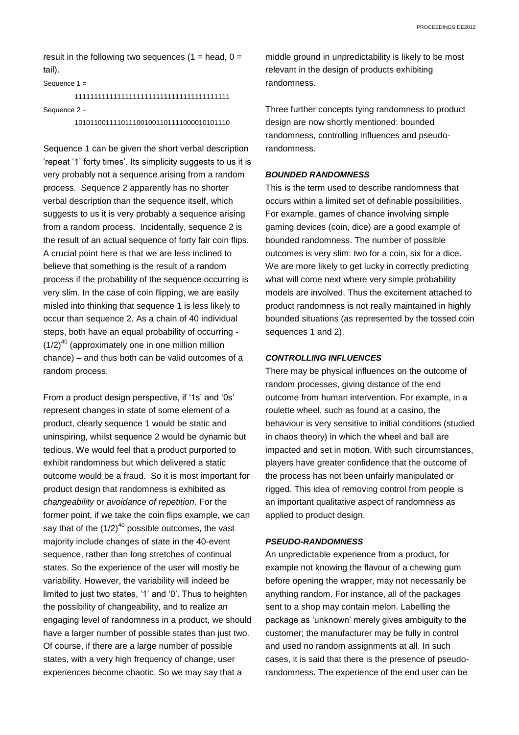result in the following two sequences (1 = head, 0 = tail).

Sequence 1 =

1111111111111111111111111111111111111111

Sequence 2 =

1010110011110111001001101111000010101110

Sequence 1 can be given the short verbal description 'repeat '1' forty times'. Its simplicity suggests to us it is very probably not a sequence arising from a random process. Sequence 2 apparently has no shorter verbal description than the sequence itself, which suggests to us it is very probably a sequence arising from a random process. Incidentally, sequence 2 is the result of an actual sequence of forty fair coin flips. A crucial point here is that we are less inclined to believe that something is the result of a random process if the probability of the sequence occurring is very slim. In the case of coin flipping, we are easily misled into thinking that sequence 1 is less likely to occur than sequence 2. As a chain of 40 individual steps, both have an equal probability of occurring - $(1/2)^{40}$ (approximately one in one million million chance) – and thus both can be valid outcomes of a random process.

From a product design perspective, if '1s' and '0s' represent changes in state of some element of a product, clearly sequence 1 would be static and uninspiring, whilst sequence 2 would be dynamic but tedious. We would feel that a product purported to exhibit randomness but which delivered a static outcome would be a fraud. So it is most important for product design that randomness is exhibited as *changeability* or *avoidance of repetition*. For the former point, if we take the coin flips example, we can say that of the $(1/2)^{40}$ possible outcomes, the vast majority include changes of state in the 40-event sequence, rather than long stretches of continual states. So the experience of the user will mostly be variability. However, the variability will indeed be limited to just two states, '1' and '0'. Thus to heighten the possibility of changeability, and to realize an engaging level of randomness in a product, we should have a larger number of possible states than just two. Of course, if there are a large number of possible states, with a very high frequency of change, user experiences become chaotic. So we may say that a middle ground in unpredictability is likely to be most relevant in the design of products exhibiting randomness.

Three further concepts tying randomness to product design are now shortly mentioned: bounded randomness, controlling influences and pseudo-randomness.

### *BOUNDED RANDOMNESS*

This is the term used to describe randomness that occurs within a limited set of definable possibilities. For example, games of chance involving simple gaming devices (coin, dice) are a good example of bounded randomness. The number of possible outcomes is very slim: two for a coin, six for a dice. We are more likely to get lucky in correctly predicting what will come next where very simple probability models are involved. Thus the excitement attached to product randomness is not really maintained in highly bounded situations (as represented by the tossed coin sequences 1 and 2).

### *CONTROLLING INFLUENCES*

There may be physical influences on the outcome of random processes, giving distance of the end outcome from human intervention. For example, in a roulette wheel, such as found at a casino, the behaviour is very sensitive to initial conditions (studied in chaos theory) in which the wheel and ball are impacted and set in motion. With such circumstances, players have greater confidence that the outcome of the process has not been unfairly manipulated or rigged. This idea of removing control from people is an important qualitative aspect of randomness as applied to product design.

### *PSEUDO-RANDOMNESS*

An unpredictable experience from a product, for example not knowing the flavour of a chewing gum before opening the wrapper, may not necessarily be anything random. For instance, all of the packages sent to a shop may contain melon. Labelling the package as 'unknown' merely gives ambiguity to the customer; the manufacturer may be fully in control and used no random assignments at all. In such cases, it is said that there is the presence of pseudo-randomness. The experience of the end user can be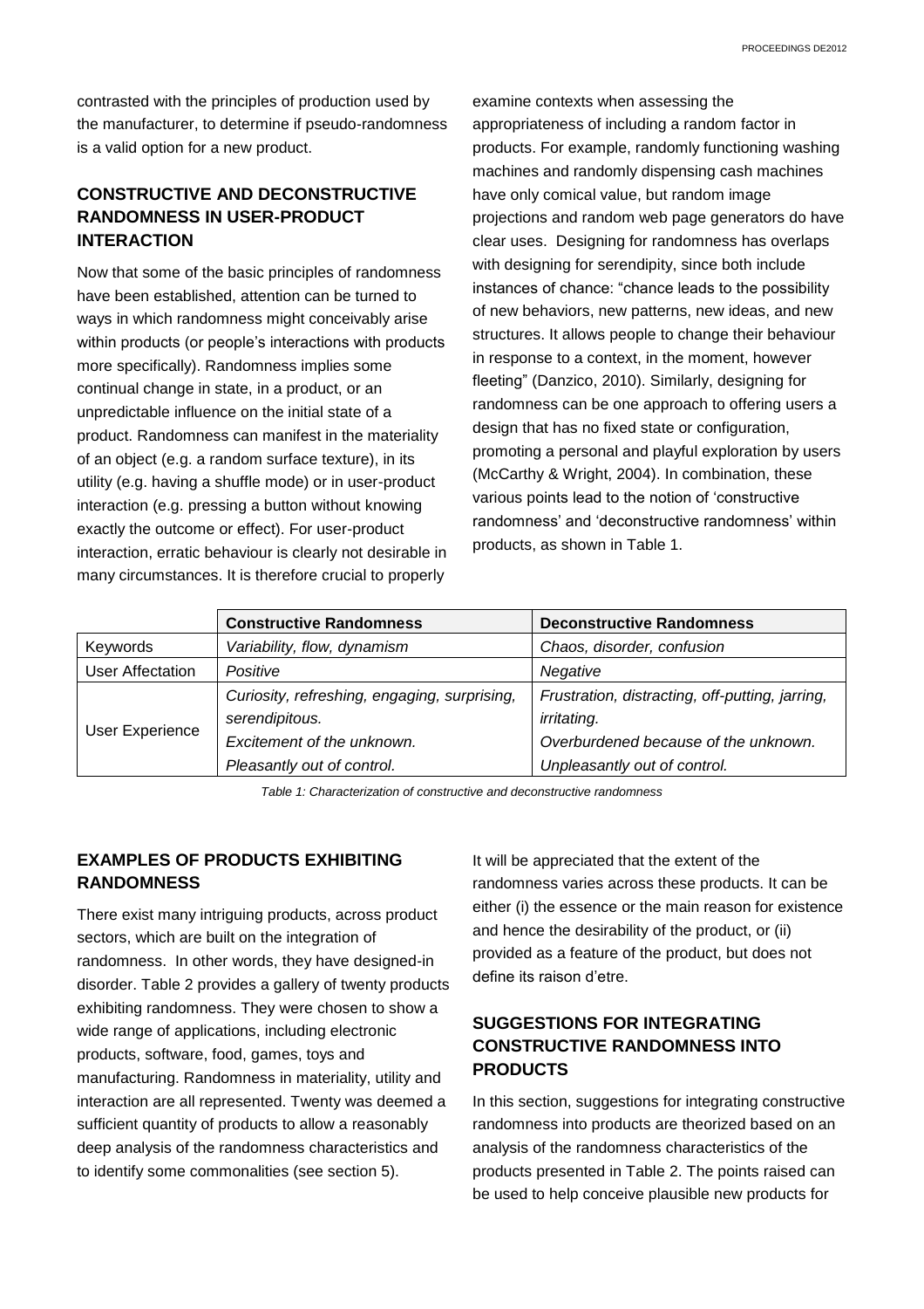contrasted with the principles of production used by the manufacturer, to determine if pseudo-randomness is a valid option for a new product.

## CONSTRUCTIVE AND DECONSTRUCTIVE RANDOMNESS IN USER-PRODUCT INTERACTION

Now that some of the basic principles of randomness have been established, attention can be turned to ways in which randomness might conceivably arise within products (or people's interactions with products more specifically). Randomness implies some continual change in state, in a product, or an unpredictable influence on the initial state of a product. Randomness can manifest in the materiality of an object (e.g. a random surface texture), in its utility (e.g. having a shuffle mode) or in user-product interaction (e.g. pressing a button without knowing exactly the outcome or effect). For user-product interaction, erratic behaviour is clearly not desirable in many circumstances. It is therefore crucial to properly examine contexts when assessing the appropriateness of including a random factor in products. For example, randomly functioning washing machines and randomly dispensing cash machines have only comical value, but random image projections and random web page generators do have clear uses. Designing for randomness has overlaps with designing for serendipity, since both include instances of chance: "chance leads to the possibility of new behaviors, new patterns, new ideas, and new structures. It allows people to change their behaviour in response to a context, in the moment, however fleeting" (Danzico, 2010). Similarly, designing for randomness can be one approach to offering users a design that has no fixed state or configuration, promoting a personal and playful exploration by users (McCarthy & Wright, 2004). In combination, these various points lead to the notion of 'constructive randomness' and 'deconstructive randomness' within products, as shown in Table 1.

| | **Constructive Randomness** | **Deconstructive Randomness** |
|---|---|---|
| Keywords | *Variability, flow, dynamism* | *Chaos, disorder, confusion* |
| User Affectation | *Positive* | *Negative* |
| User Experience | *Curiosity, refreshing, engaging, surprising, serendipitous.*<br>*Excitement of the unknown.*<br>*Pleasantly out of control.* | *Frustration, distracting, off-putting, jarring, irritating.*<br>*Overburdened because of the unknown.*<br>*Unpleasantly out of control.* |

*Table 1: Characterization of constructive and deconstructive randomness*

## EXAMPLES OF PRODUCTS EXHIBITING RANDOMNESS

There exist many intriguing products, across product sectors, which are built on the integration of randomness. In other words, they have designed-in disorder. Table 2 provides a gallery of twenty products exhibiting randomness. They were chosen to show a wide range of applications, including electronic products, software, food, games, toys and manufacturing. Randomness in materiality, utility and interaction are all represented. Twenty was deemed a sufficient quantity of products to allow a reasonably deep analysis of the randomness characteristics and to identify some commonalities (see section 5).

It will be appreciated that the extent of the randomness varies across these products. It can be either (i) the essence or the main reason for existence and hence the desirability of the product, or (ii) provided as a feature of the product, but does not define its raison d'etre.

## SUGGESTIONS FOR INTEGRATING CONSTRUCTIVE RANDOMNESS INTO PRODUCTS

In this section, suggestions for integrating constructive randomness into products are theorized based on an analysis of the randomness characteristics of the products presented in Table 2. The points raised can be used to help conceive plausible new products for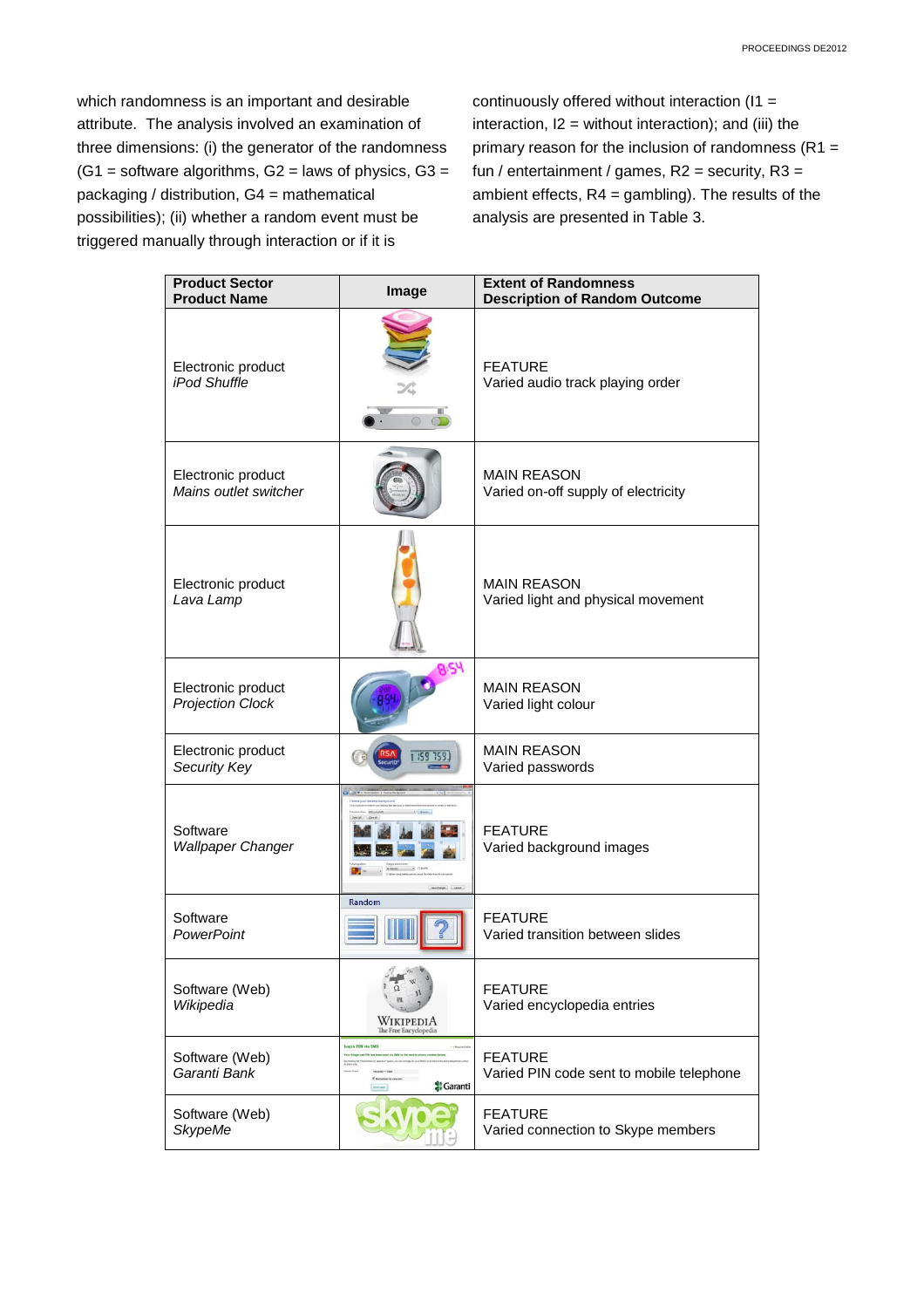which randomness is an important and desirable attribute. The analysis involved an examination of three dimensions: (i) the generator of the randomness (G1 = software algorithms, G2 = laws of physics, G3 = packaging / distribution, G4 = mathematical possibilities); (ii) whether a random event must be triggered manually through interaction or if it is continuously offered without interaction (I1 = interaction, I2 = without interaction); and (iii) the primary reason for the inclusion of randomness (R1 = fun / entertainment / games, R2 = security, R3 = ambient effects, R4 = gambling). The results of the analysis are presented in Table 3.

| **Product Sector** **Product Name** | **Image** | **Extent of Randomness** **Description of Random Outcome** |
|---|---|---|
| Electronic product *iPod Shuffle* | | FEATURE Varied audio track playing order |
| Electronic product *Mains outlet switcher* | | MAIN REASON Varied on-off supply of electricity |
| Electronic product *Lava Lamp* | | MAIN REASON Varied light and physical movement |
| Electronic product *Projection Clock* | | MAIN REASON Varied light colour |
| Electronic product *Security Key* | | MAIN REASON Varied passwords |
| Software *Wallpaper Changer* | | FEATURE Varied background images |
| Software *PowerPoint* | | FEATURE Varied transition between slides |
| Software (Web) *Wikipedia* | | FEATURE Varied encyclopedia entries |
| Software (Web) *Garanti Bank* | | FEATURE Varied PIN code sent to mobile telephone |
| Software (Web) *SkypeMe* | | FEATURE Varied connection to Skype members |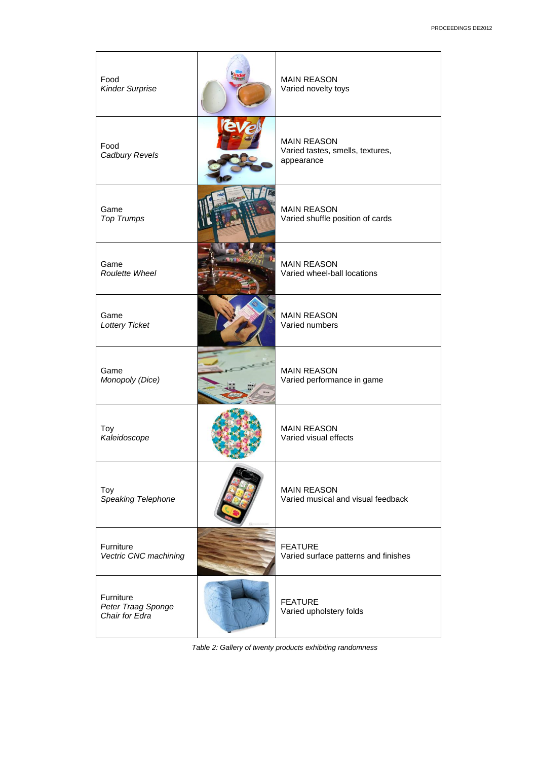| | | |
|---|---|---|
| Food<br>*Kinder Surprise* | | MAIN REASON<br>Varied novelty toys |
| Food<br>*Cadbury Revels* | | MAIN REASON<br>Varied tastes, smells, textures, appearance |
| Game<br>*Top Trumps* | | MAIN REASON<br>Varied shuffle position of cards |
| Game<br>*Roulette Wheel* | | MAIN REASON<br>Varied wheel-ball locations |
| Game<br>*Lottery Ticket* | | MAIN REASON<br>Varied numbers |
| Game<br>*Monopoly (Dice)* | | MAIN REASON<br>Varied performance in game |
| Toy<br>*Kaleidoscope* | | MAIN REASON<br>Varied visual effects |
| Toy<br>*Speaking Telephone* | | MAIN REASON<br>Varied musical and visual feedback |
| Furniture<br>*Vectric CNC machining* | | FEATURE<br>Varied surface patterns and finishes |
| Furniture<br>*Peter Traag Sponge Chair for Edra* | | FEATURE<br>Varied upholstery folds |

*Table 2: Gallery of twenty products exhibiting randomness*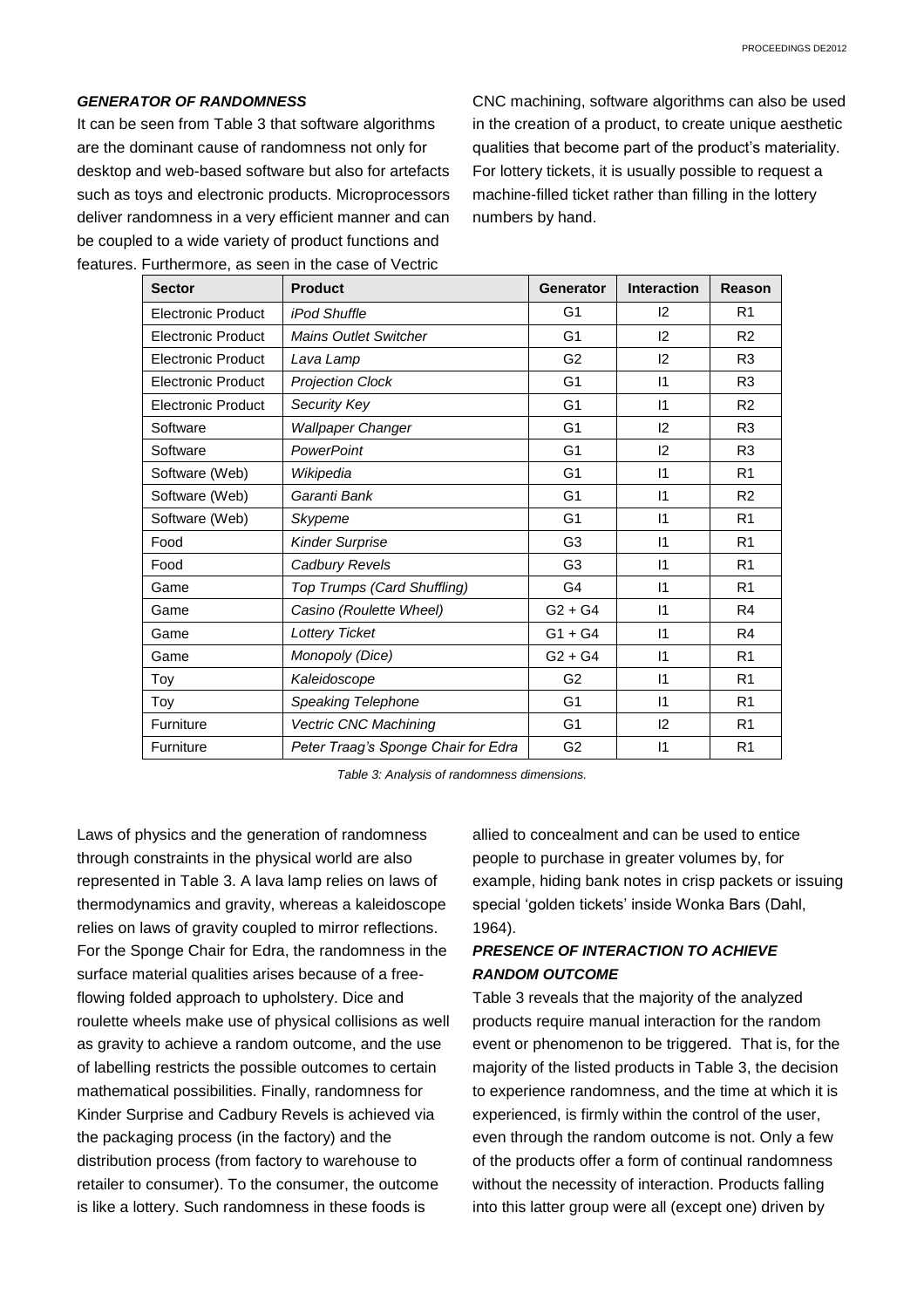### *GENERATOR OF RANDOMNESS*

It can be seen from Table 3 that software algorithms are the dominant cause of randomness not only for desktop and web-based software but also for artefacts such as toys and electronic products. Microprocessors deliver randomness in a very efficient manner and can be coupled to a wide variety of product functions and features. Furthermore, as seen in the case of Vectric CNC machining, software algorithms can also be used in the creation of a product, to create unique aesthetic qualities that become part of the product's materiality. For lottery tickets, it is usually possible to request a machine-filled ticket rather than filling in the lottery numbers by hand.

| Sector | Product | Generator | Interaction | Reason |
|---|---|---|---|---|
| Electronic Product | *iPod Shuffle* | G1 | I2 | R1 |
| Electronic Product | *Mains Outlet Switcher* | G1 | I2 | R2 |
| Electronic Product | *Lava Lamp* | G2 | I2 | R3 |
| Electronic Product | *Projection Clock* | G1 | I1 | R3 |
| Electronic Product | *Security Key* | G1 | I1 | R2 |
| Software | *Wallpaper Changer* | G1 | I2 | R3 |
| Software | *PowerPoint* | G1 | I2 | R3 |
| Software (Web) | *Wikipedia* | G1 | I1 | R1 |
| Software (Web) | *Garanti Bank* | G1 | I1 | R2 |
| Software (Web) | *Skypeme* | G1 | I1 | R1 |
| Food | *Kinder Surprise* | G3 | I1 | R1 |
| Food | *Cadbury Revels* | G3 | I1 | R1 |
| Game | *Top Trumps (Card Shuffling)* | G4 | I1 | R1 |
| Game | *Casino (Roulette Wheel)* | G2 + G4 | I1 | R4 |
| Game | *Lottery Ticket* | G1 + G4 | I1 | R4 |
| Game | *Monopoly (Dice)* | G2 + G4 | I1 | R1 |
| Toy | *Kaleidoscope* | G2 | I1 | R1 |
| Toy | *Speaking Telephone* | G1 | I1 | R1 |
| Furniture | *Vectric CNC Machining* | G1 | I2 | R1 |
| Furniture | *Peter Traag's Sponge Chair for Edra* | G2 | I1 | R1 |

*Table 3: Analysis of randomness dimensions.*

Laws of physics and the generation of randomness through constraints in the physical world are also represented in Table 3. A lava lamp relies on laws of thermodynamics and gravity, whereas a kaleidoscope relies on laws of gravity coupled to mirror reflections. For the Sponge Chair for Edra, the randomness in the surface material qualities arises because of a free-flowing folded approach to upholstery. Dice and roulette wheels make use of physical collisions as well as gravity to achieve a random outcome, and the use of labelling restricts the possible outcomes to certain mathematical possibilities. Finally, randomness for Kinder Surprise and Cadbury Revels is achieved via the packaging process (in the factory) and the distribution process (from factory to warehouse to retailer to consumer). To the consumer, the outcome is like a lottery. Such randomness in these foods is allied to concealment and can be used to entice people to purchase in greater volumes by, for example, hiding bank notes in crisp packets or issuing special 'golden tickets' inside Wonka Bars (Dahl, 1964).

### *PRESENCE OF INTERACTION TO ACHIEVE RANDOM OUTCOME*

Table 3 reveals that the majority of the analyzed products require manual interaction for the random event or phenomenon to be triggered. That is, for the majority of the listed products in Table 3, the decision to experience randomness, and the time at which it is experienced, is firmly within the control of the user, even through the random outcome is not. Only a few of the products offer a form of continual randomness without the necessity of interaction. Products falling into this latter group were all (except one) driven by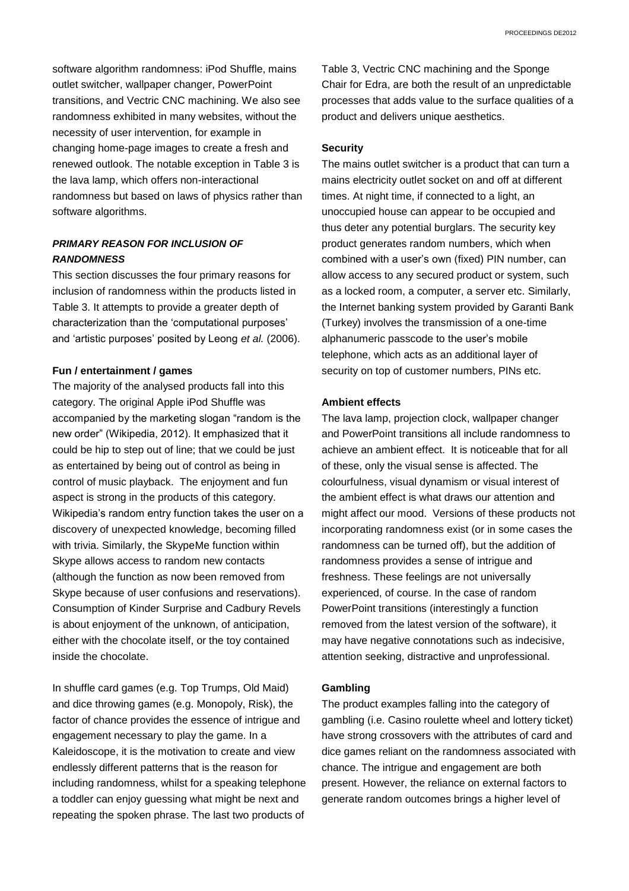software algorithm randomness: iPod Shuffle, mains outlet switcher, wallpaper changer, PowerPoint transitions, and Vectric CNC machining. We also see randomness exhibited in many websites, without the necessity of user intervention, for example in changing home-page images to create a fresh and renewed outlook. The notable exception in Table 3 is the lava lamp, which offers non-interactional randomness but based on laws of physics rather than software algorithms.

### *PRIMARY REASON FOR INCLUSION OF RANDOMNESS*

This section discusses the four primary reasons for inclusion of randomness within the products listed in Table 3. It attempts to provide a greater depth of characterization than the 'computational purposes' and 'artistic purposes' posited by Leong *et al.* (2006).

#### Fun / entertainment / games

The majority of the analysed products fall into this category. The original Apple iPod Shuffle was accompanied by the marketing slogan "random is the new order" (Wikipedia, 2012). It emphasized that it could be hip to step out of line; that we could be just as entertained by being out of control as being in control of music playback. The enjoyment and fun aspect is strong in the products of this category. Wikipedia's random entry function takes the user on a discovery of unexpected knowledge, becoming filled with trivia. Similarly, the SkypeMe function within Skype allows access to random new contacts (although the function as now been removed from Skype because of user confusions and reservations). Consumption of Kinder Surprise and Cadbury Revels is about enjoyment of the unknown, of anticipation, either with the chocolate itself, or the toy contained inside the chocolate.

In shuffle card games (e.g. Top Trumps, Old Maid) and dice throwing games (e.g. Monopoly, Risk), the factor of chance provides the essence of intrigue and engagement necessary to play the game. In a Kaleidoscope, it is the motivation to create and view endlessly different patterns that is the reason for including randomness, whilst for a speaking telephone a toddler can enjoy guessing what might be next and repeating the spoken phrase. The last two products of Table 3, Vectric CNC machining and the Sponge Chair for Edra, are both the result of an unpredictable processes that adds value to the surface qualities of a product and delivers unique aesthetics.

#### Security

The mains outlet switcher is a product that can turn a mains electricity outlet socket on and off at different times. At night time, if connected to a light, an unoccupied house can appear to be occupied and thus deter any potential burglars. The security key product generates random numbers, which when combined with a user's own (fixed) PIN number, can allow access to any secured product or system, such as a locked room, a computer, a server etc. Similarly, the Internet banking system provided by Garanti Bank (Turkey) involves the transmission of a one-time alphanumeric passcode to the user's mobile telephone, which acts as an additional layer of security on top of customer numbers, PINs etc.

#### Ambient effects

The lava lamp, projection clock, wallpaper changer and PowerPoint transitions all include randomness to achieve an ambient effect. It is noticeable that for all of these, only the visual sense is affected. The colourfulness, visual dynamism or visual interest of the ambient effect is what draws our attention and might affect our mood. Versions of these products not incorporating randomness exist (or in some cases the randomness can be turned off), but the addition of randomness provides a sense of intrigue and freshness. These feelings are not universally experienced, of course. In the case of random PowerPoint transitions (interestingly a function removed from the latest version of the software), it may have negative connotations such as indecisive, attention seeking, distractive and unprofessional.

#### Gambling

The product examples falling into the category of gambling (i.e. Casino roulette wheel and lottery ticket) have strong crossovers with the attributes of card and dice games reliant on the randomness associated with chance. The intrigue and engagement are both present. However, the reliance on external factors to generate random outcomes brings a higher level of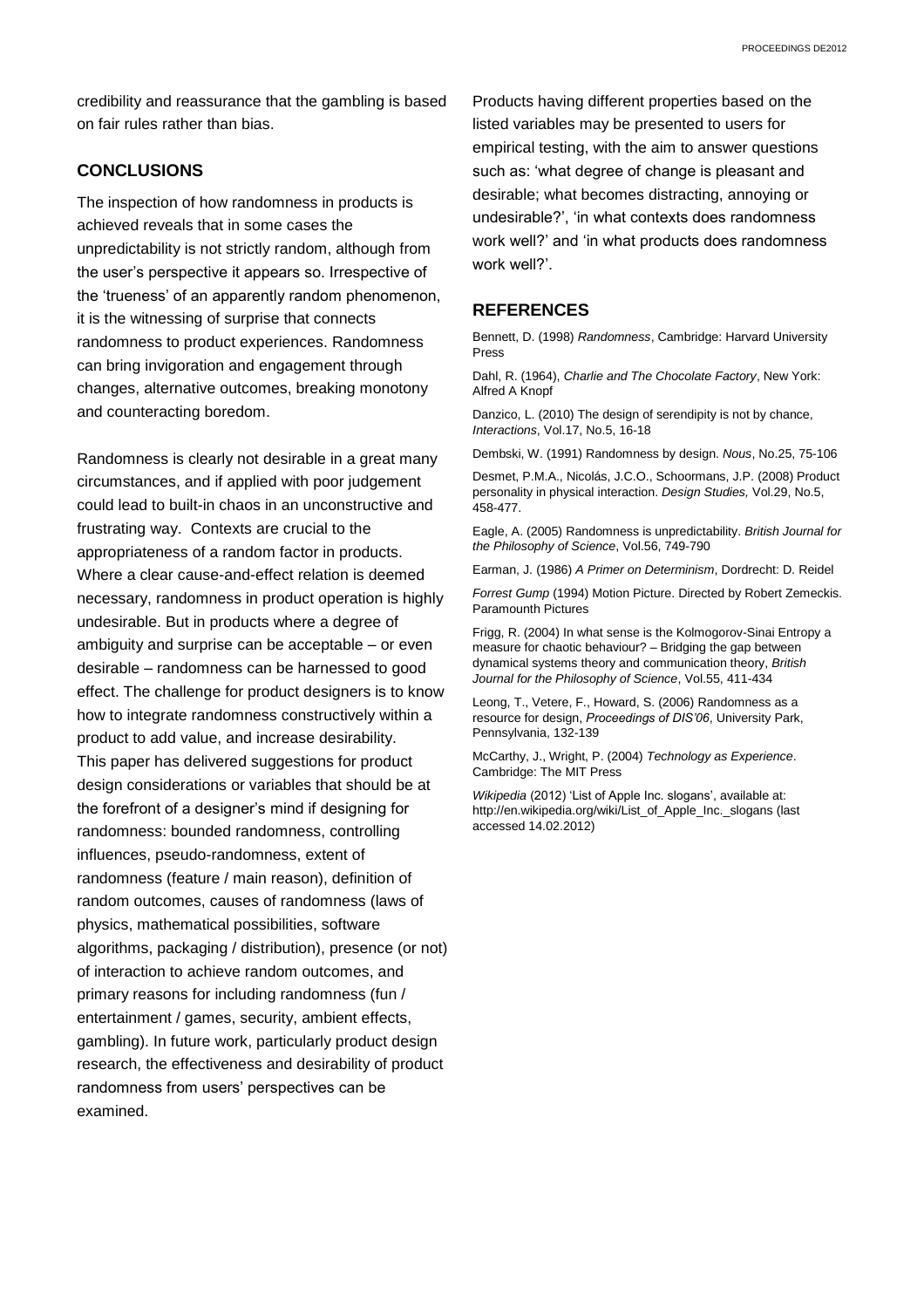credibility and reassurance that the gambling is based on fair rules rather than bias.

## CONCLUSIONS

The inspection of how randomness in products is achieved reveals that in some cases the unpredictability is not strictly random, although from the user's perspective it appears so. Irrespective of the 'trueness' of an apparently random phenomenon, it is the witnessing of surprise that connects randomness to product experiences. Randomness can bring invigoration and engagement through changes, alternative outcomes, breaking monotony and counteracting boredom.

Randomness is clearly not desirable in a great many circumstances, and if applied with poor judgement could lead to built-in chaos in an unconstructive and frustrating way. Contexts are crucial to the appropriateness of a random factor in products. Where a clear cause-and-effect relation is deemed necessary, randomness in product operation is highly undesirable. But in products where a degree of ambiguity and surprise can be acceptable – or even desirable – randomness can be harnessed to good effect. The challenge for product designers is to know how to integrate randomness constructively within a product to add value, and increase desirability. This paper has delivered suggestions for product design considerations or variables that should be at the forefront of a designer's mind if designing for randomness: bounded randomness, controlling influences, pseudo-randomness, extent of randomness (feature / main reason), definition of random outcomes, causes of randomness (laws of physics, mathematical possibilities, software algorithms, packaging / distribution), presence (or not) of interaction to achieve random outcomes, and primary reasons for including randomness (fun / entertainment / games, security, ambient effects, gambling). In future work, particularly product design research, the effectiveness and desirability of product randomness from users' perspectives can be examined.

Products having different properties based on the listed variables may be presented to users for empirical testing, with the aim to answer questions such as: 'what degree of change is pleasant and desirable; what becomes distracting, annoying or undesirable?', 'in what contexts does randomness work well?' and 'in what products does randomness work well?'.

## REFERENCES

Bennett, D. (1998) *Randomness*, Cambridge: Harvard University Press

Dahl, R. (1964), *Charlie and The Chocolate Factory*, New York: Alfred A Knopf

Danzico, L. (2010) The design of serendipity is not by chance, *Interactions*, Vol.17, No.5, 16-18

Dembski, W. (1991) Randomness by design. *Nous*, No.25, 75-106

Desmet, P.M.A., Nicolás, J.C.O., Schoormans, J.P. (2008) Product personality in physical interaction. *Design Studies,* Vol.29, No.5, 458-477.

Eagle, A. (2005) Randomness is unpredictability. *British Journal for the Philosophy of Science*, Vol.56, 749-790

Earman, J. (1986) *A Primer on Determinism*, Dordrecht: D. Reidel

*Forrest Gump* (1994) Motion Picture. Directed by Robert Zemeckis. Paramounth Pictures

Frigg, R. (2004) In what sense is the Kolmogorov-Sinai Entropy a measure for chaotic behaviour? – Bridging the gap between dynamical systems theory and communication theory, *British Journal for the Philosophy of Science*, Vol.55, 411-434

Leong, T., Vetere, F., Howard, S. (2006) Randomness as a resource for design, *Proceedings of DIS'06*, University Park, Pennsylvania, 132-139

McCarthy, J., Wright, P. (2004) *Technology as Experience*. Cambridge: The MIT Press

*Wikipedia* (2012) 'List of Apple Inc. slogans', available at: http://en.wikipedia.org/wiki/List_of_Apple_Inc._slogans (last accessed 14.02.2012)